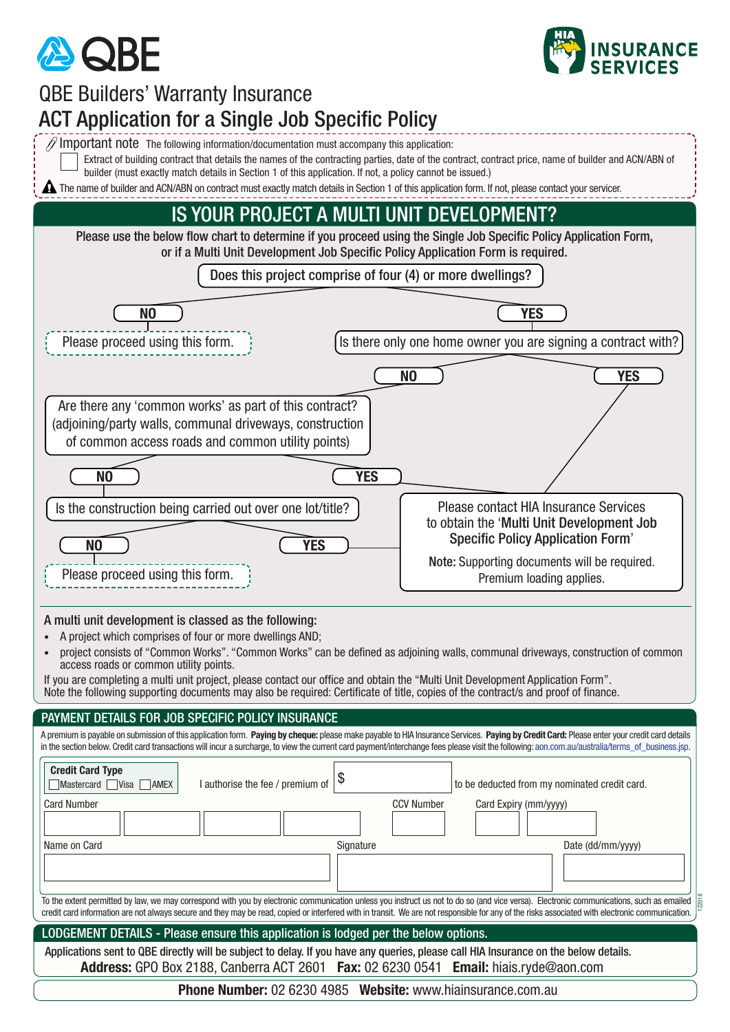QBE

HIA INSURANCE SERVICES

# QBE Builders' Warranty Insurance

# ACT Application for a Single Job Specific Policy

**Important note** The following information/documentation must accompany this application:

- ☐ Extract of building contract that details the names of the contracting parties, date of the contract, contract price, name of builder and ACN/ABN of builder (must exactly match details in Section 1 of this application. If not, a policy cannot be issued.)

⚠ The name of builder and ACN/ABN on contract must exactly match details in Section 1 of this application form. If not, please contact your servicer.

## IS YOUR PROJECT A MULTI UNIT DEVELOPMENT?

**Please use the below flow chart to determine if you proceed using the Single Job Specific Policy Application Form, or if a Multi Unit Development Job Specific Policy Application Form is required.**

Does this project comprise of four (4) or more dwellings?

- **NO** → Please proceed using this form.
- **YES** → Is there only one home owner you are signing a contract with?
  - **YES** → Please contact HIA Insurance Services to obtain the '**Multi Unit Development Job Specific Policy Application Form**'. **Note:** Supporting documents will be required. Premium loading applies.
  - **NO** → Are there any 'common works' as part of this contract? (adjoining/party walls, communal driveways, construction of common access roads and common utility points)
    - **YES** → Please contact HIA Insurance Services to obtain the '**Multi Unit Development Job Specific Policy Application Form**'. **Note:** Supporting documents will be required. Premium loading applies.
    - **NO** → Is the construction being carried out over one lot/title?
      - **YES** → Please contact HIA Insurance Services to obtain the '**Multi Unit Development Job Specific Policy Application Form**'. **Note:** Supporting documents will be required. Premium loading applies.
      - **NO** → Please proceed using this form.

A multi unit development is classed as the following:

- A project which comprises of four or more dwellings AND;
- project consists of "Common Works". "Common Works" can be defined as adjoining walls, communal driveways, construction of common access roads or common utility points.

If you are completing a multi unit project, please contact our office and obtain the "Multi Unit Development Application Form".
Note the following supporting documents may also be required: Certificate of title, copies of the contract/s and proof of finance.

## PAYMENT DETAILS FOR JOB SPECIFIC POLICY INSURANCE

A premium is payable on submission of this application form. **Paying by cheque:** please make payable to HIA Insurance Services. **Paying by Credit Card:** Please enter your credit card details in the section below. Credit card transactions will incur a surcharge, to view the current card payment/interchange fees please visit the following: aon.com.au/australia/terms_of_business.jsp.

**Credit Card Type** ☐ Mastercard ☐ Visa ☐ AMEX

I authorise the fee / premium of $ ____________ to be deducted from my nominated credit card.

| Card Number | CCV Number | Card Expiry (mm/yyyy) |
|---|---|---|
| | | |

| Name on Card | Signature | Date (dd/mm/yyyy) |
|---|---|---|
| | | |

To the extent permitted by law, we may correspond with you by electronic communication unless you instruct us not to do so (and vice versa). Electronic communications, such as emailed credit card information are not always secure and they may be read, copied or interfered with in transit. We are not responsible for any of the risks associated with electronic communication.

## LODGEMENT DETAILS - Please ensure this application is lodged per the below options.

**Applications sent to QBE directly will be subject to delay. If you have any queries, please call HIA Insurance on the below details.**

**Address:** GPO Box 2188, Canberra ACT 2601 **Fax:** 02 6230 0541 **Email:** hiais.ryde@aon.com

**Phone Number:** 02 6230 4985 **Website:** www.hiainsurance.com.au

122018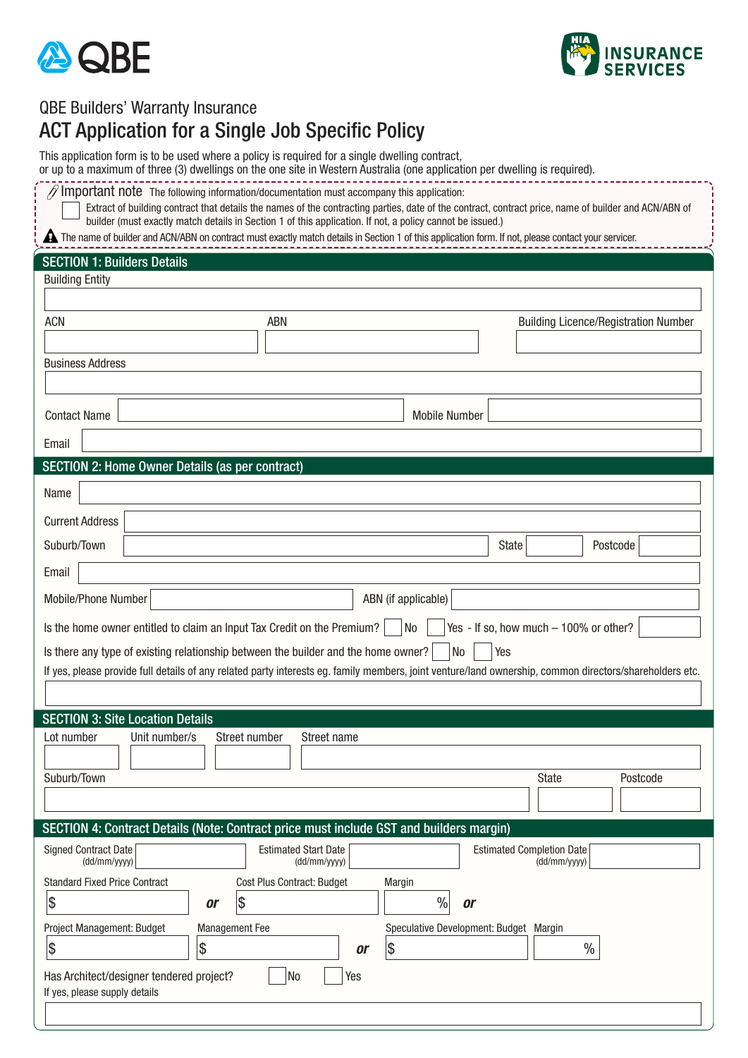QBE Builders' Warranty Insurance

# ACT Application for a Single Job Specific Policy

This application form is to be used where a policy is required for a single dwelling contract, or up to a maximum of three (3) dwellings on the one site in Western Australia (one application per dwelling is required).

**Important note** The following information/documentation must accompany this application:

- ☐ Extract of building contract that details the names of the contracting parties, date of the contract, contract price, name of builder and ACN/ABN of builder (must exactly match details in Section 1 of this application. If not, a policy cannot be issued.)

⚠ The name of builder and ACN/ABN on contract must exactly match details in Section 1 of this application form. If not, please contact your servicer.

## SECTION 1: Builders Details

Building Entity

ACN | ABN | Building Licence/Registration Number

Business Address

Contact Name | Mobile Number

Email

## SECTION 2: Home Owner Details (as per contract)

Name

Current Address

Suburb/Town | State | Postcode

Email

Mobile/Phone Number | ABN (if applicable)

Is the home owner entitled to claim an Input Tax Credit on the Premium? ☐ No ☐ Yes - If so, how much – 100% or other?

Is there any type of existing relationship between the builder and the home owner? ☐ No ☐ Yes

If yes, please provide full details of any related party interests eg. family members, joint venture/land ownership, common directors/shareholders etc.

## SECTION 3: Site Location Details

Lot number | Unit number/s | Street number | Street name

Suburb/Town | State | Postcode

## SECTION 4: Contract Details (Note: Contract price must include GST and builders margin)

Signed Contract Date (dd/mm/yyyy) | Estimated Start Date (dd/mm/yyyy) | Estimated Completion Date (dd/mm/yyyy)

Standard Fixed Price Contract $ ***or*** Cost Plus Contract: Budget $ Margin % ***or***

Project Management: Budget $ Management Fee $ ***or*** Speculative Development: Budget $ Margin %

Has Architect/designer tendered project? ☐ No ☐ Yes

If yes, please supply details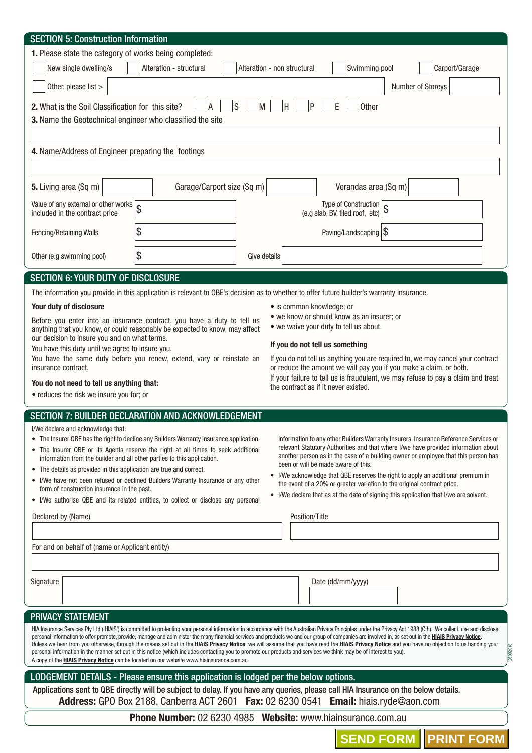## SECTION 5: Construction Information

**1.** Please state the category of works being completed:

☐ New single dwelling/s ☐ Alteration - structural ☐ Alteration - non structural ☐ Swimming pool ☐ Carport/Garage

☐ Other, please list > ____________ Number of Storeys ____

**2.** What is the Soil Classification for this site? ☐ A ☐ S ☐ M ☐ H ☐ P ☐ E ☐ Other

**3.** Name the Geotechnical engineer who classified the site

____________

**4.** Name/Address of Engineer preparing the footings

____________

**5.** Living area (Sq m) ____ Garage/Carport size (Sq m) ____ Verandas area (Sq m) ____

Value of any external or other works included in the contract price $ ____ Type of Construction (e.g slab, BV, tiled roof, etc) $ ____

Fencing/Retaining Walls $ ____ Paving/Landscaping $ ____

Other (e.g swimming pool) $ ____ Give details ____

## SECTION 6: YOUR DUTY OF DISCLOSURE

The information you provide in this application is relevant to QBE's decision as to whether to offer future builder's warranty insurance.

**Your duty of disclosure**

Before you enter into an insurance contract, you have a duty to tell us anything that you know, or could reasonably be expected to know, may affect our decision to insure you and on what terms.

You have this duty until we agree to insure you.

You have the same duty before you renew, extend, vary or reinstate an insurance contract.

**You do not need to tell us anything that:**

- reduces the risk we insure you for; or
- is common knowledge; or
- we know or should know as an insurer; or
- we waive your duty to tell us about.

**If you do not tell us something**

If you do not tell us anything you are required to, we may cancel your contract or reduce the amount we will pay you if you make a claim, or both.

If your failure to tell us is fraudulent, we may refuse to pay a claim and treat the contract as if it never existed.

## SECTION 7: BUILDER DECLARATION AND ACKNOWLEDGEMENT

I/We declare and acknowledge that:

- The Insurer QBE has the right to decline any Builders Warranty Insurance application.
- The Insurer QBE or its Agents reserve the right at all times to seek additional information from the builder and all other parties to this application.
- The details as provided in this application are true and correct.
- I/We have not been refused or declined Builders Warranty Insurance or any other form of construction insurance in the past.
- I/We authorise QBE and its related entities, to collect or disclose any personal information to any other Builders Warranty Insurers, Insurance Reference Services or relevant Statutory Authorities and that where I/we have provided information about another person as in the case of a building owner or employee that this person has been or will be made aware of this.
- I/We acknowledge that QBE reserves the right to apply an additional premium in the event of a 20% or greater variation to the original contract price.
- I/We declare that as at the date of signing this application that I/we are solvent.

Declared by (Name) ____________ Position/Title ____________

For and on behalf of (name or Applicant entity) ____________

Signature ____________ Date (dd/mm/yyyy) ____________

## PRIVACY STATEMENT

HIA Insurance Services Pty Ltd ('HIAIS') is committed to protecting your personal information in accordance with the Australian Privacy Principles under the Privacy Act 1988 (Cth). We collect, use and disclose personal information to offer promote, provide, manage and administer the many financial services and products we and our group of companies are involved in, as set out in the **HIAIS Privacy Notice.** Unless we hear from you otherwise, through the means set out in the **HIAIS Privacy Notice**, we will assume that you have read the **HIAIS Privacy Notice** and you have no objection to us handing your personal information in the manner set out in this notice (which includes contacting you to promote our products and services we think may be of interest to you).

A copy of the **HIAIS Privacy Notice** can be located on our website www.hiainsurance.com.au

## LODGEMENT DETAILS - Please ensure this application is lodged per the below options.

Applications sent to QBE directly will be subject to delay. If you have any queries, please call HIA Insurance on the below details.

**Address:** GPO Box 2188, Canberra ACT 2601 **Fax:** 02 6230 0541 **Email:** hiais.ryde@aon.com

**Phone Number:** 02 6230 4985 **Website:** www.hiainsurance.com.au

SEND FORM | PRINT FORM

26092018